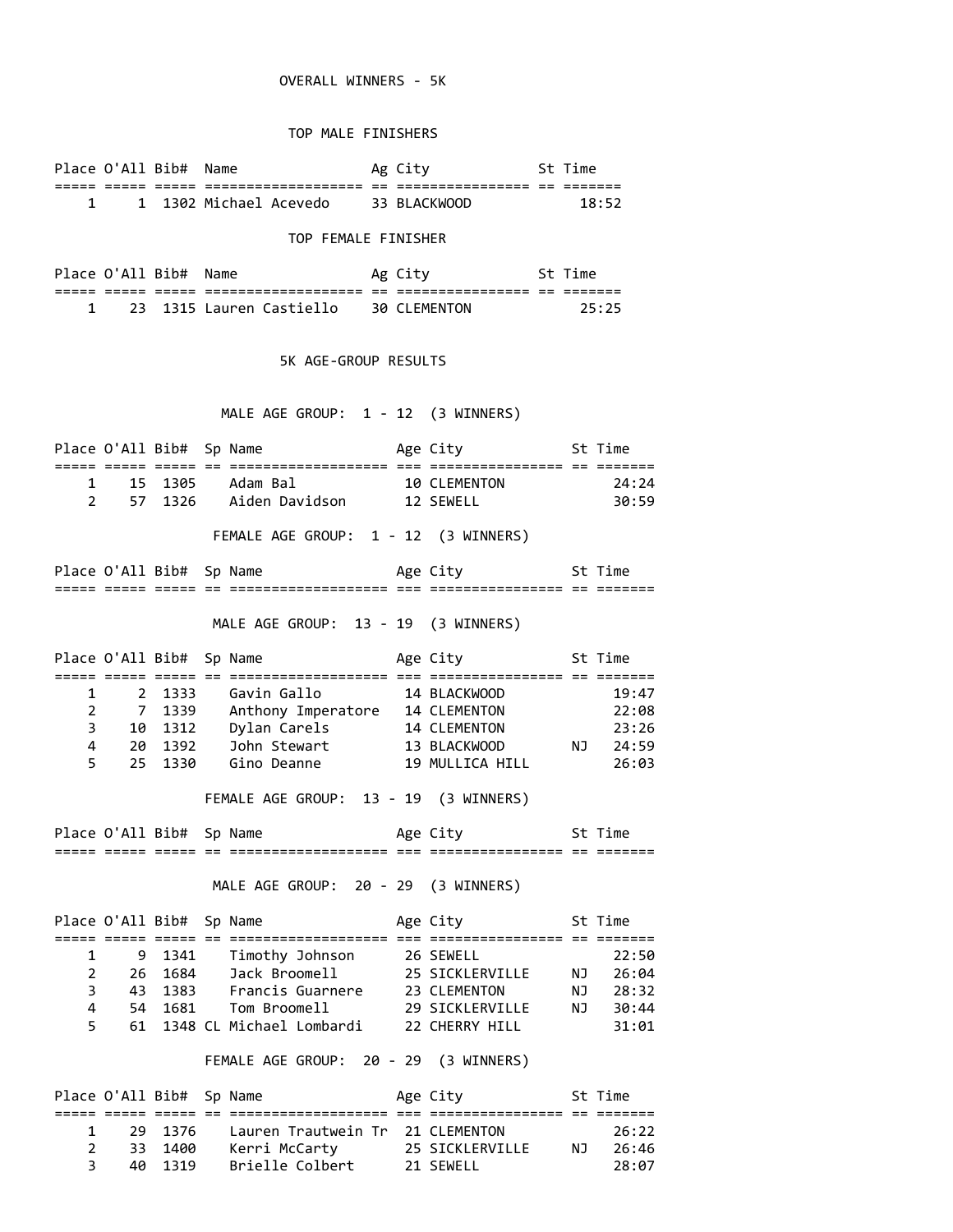# OVERALL WINNERS - 5K

## TOP MALE FINISHERS

| Place | O'All | Bib# | Name | Ag | City | St | Time |
|---|---|---|---|---|---|---|---|
| 1 | 1 | 1302 | Michael Acevedo | 33 | BLACKWOOD | | 18:52 |

## TOP FEMALE FINISHER

| Place | O'All | Bib# | Name | Ag | City | St | Time |
|---|---|---|---|---|---|---|---|
| 1 | 23 | 1315 | Lauren Castiello | 30 | CLEMENTON | | 25:25 |

# 5K AGE-GROUP RESULTS

### MALE AGE GROUP: 1 - 12 (3 WINNERS)

| Place | O'All | Bib# | Sp | Name | Age | City | St | Time |
|---|---|---|---|---|---|---|---|---|
| 1 | 15 | 1305 | | Adam Bal | 10 | CLEMENTON | | 24:24 |
| 2 | 57 | 1326 | | Aiden Davidson | 12 | SEWELL | | 30:59 |

### FEMALE AGE GROUP: 1 - 12 (3 WINNERS)

| Place | O'All | Bib# | Sp | Name | Age | City | St | Time |
|---|---|---|---|---|---|---|---|---|

### MALE AGE GROUP: 13 - 19 (3 WINNERS)

| Place | O'All | Bib# | Sp | Name | Age | City | St | Time |
|---|---|---|---|---|---|---|---|---|
| 1 | 2 | 1333 | | Gavin Gallo | 14 | BLACKWOOD | | 19:47 |
| 2 | 7 | 1339 | | Anthony Imperatore | 14 | CLEMENTON | | 22:08 |
| 3 | 10 | 1312 | | Dylan Carels | 14 | CLEMENTON | | 23:26 |
| 4 | 20 | 1392 | | John Stewart | 13 | BLACKWOOD | NJ | 24:59 |
| 5 | 25 | 1330 | | Gino Deanne | 19 | MULLICA HILL | | 26:03 |

### FEMALE AGE GROUP: 13 - 19 (3 WINNERS)

| Place | O'All | Bib# | Sp | Name | Age | City | St | Time |
|---|---|---|---|---|---|---|---|---|

### MALE AGE GROUP: 20 - 29 (3 WINNERS)

| Place | O'All | Bib# | Sp | Name | Age | City | St | Time |
|---|---|---|---|---|---|---|---|---|
| 1 | 9 | 1341 | | Timothy Johnson | 26 | SEWELL | | 22:50 |
| 2 | 26 | 1684 | | Jack Broomell | 25 | SICKLERVILLE | NJ | 26:04 |
| 3 | 43 | 1383 | | Francis Guarnere | 23 | CLEMENTON | NJ | 28:32 |
| 4 | 54 | 1681 | | Tom Broomell | 29 | SICKLERVILLE | NJ | 30:44 |
| 5 | 61 | 1348 | CL | Michael Lombardi | 22 | CHERRY HILL | | 31:01 |

### FEMALE AGE GROUP: 20 - 29 (3 WINNERS)

| Place | O'All | Bib# | Sp | Name | Age | City | St | Time |
|---|---|---|---|---|---|---|---|---|
| 1 | 29 | 1376 | | Lauren Trautwein Tr | 21 | CLEMENTON | | 26:22 |
| 2 | 33 | 1400 | | Kerri McCarty | 25 | SICKLERVILLE | NJ | 26:46 |
| 3 | 40 | 1319 | | Brielle Colbert | 21 | SEWELL | | 28:07 |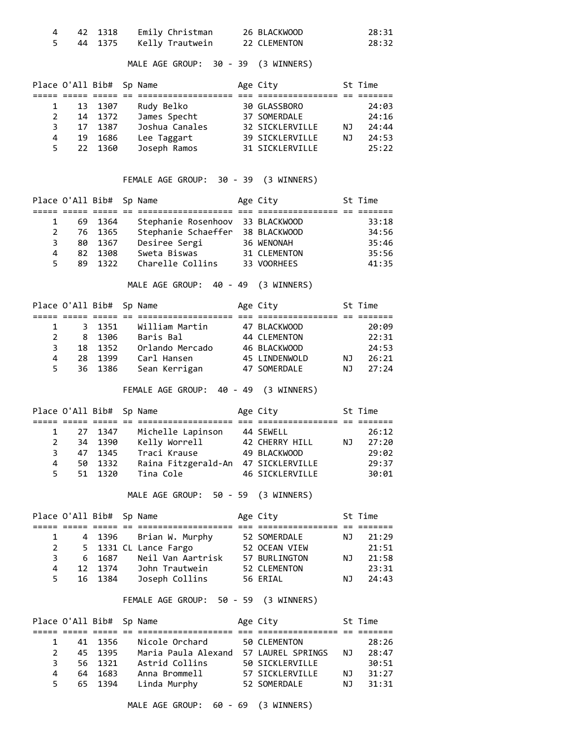| Place | O'All | Bib# | Sp | Name | Age | City | St | Time |
|---|---|---|---|---|---|---|---|---|
| 4 | 42 | 1318 | | Emily Christman | 26 | BLACKWOOD | | 28:31 |
| 5 | 44 | 1375 | | Kelly Trautwein | 22 | CLEMENTON | | 28:32 |

MALE AGE GROUP: 30 - 39 (3 WINNERS)

| Place | O'All | Bib# | Sp | Name | Age | City | St | Time |
|---|---|---|---|---|---|---|---|---|
| 1 | 13 | 1307 | | Rudy Belko | 30 | GLASSBORO | | 24:03 |
| 2 | 14 | 1372 | | James Specht | 37 | SOMERDALE | | 24:16 |
| 3 | 17 | 1387 | | Joshua Canales | 32 | SICKLERVILLE | NJ | 24:44 |
| 4 | 19 | 1686 | | Lee Taggart | 39 | SICKLERVILLE | NJ | 24:53 |
| 5 | 22 | 1360 | | Joseph Ramos | 31 | SICKLERVILLE | | 25:22 |

FEMALE AGE GROUP: 30 - 39 (3 WINNERS)

| Place | O'All | Bib# | Sp | Name | Age | City | St | Time |
|---|---|---|---|---|---|---|---|---|
| 1 | 69 | 1364 | | Stephanie Rosenhoov | 33 | BLACKWOOD | | 33:18 |
| 2 | 76 | 1365 | | Stephanie Schaeffer | 38 | BLACKWOOD | | 34:56 |
| 3 | 80 | 1367 | | Desiree Sergi | 36 | WENONAH | | 35:46 |
| 4 | 82 | 1308 | | Sweta Biswas | 31 | CLEMENTON | | 35:56 |
| 5 | 89 | 1322 | | Charelle Collins | 33 | VOORHEES | | 41:35 |

MALE AGE GROUP: 40 - 49 (3 WINNERS)

| Place | O'All | Bib# | Sp | Name | Age | City | St | Time |
|---|---|---|---|---|---|---|---|---|
| 1 | 3 | 1351 | | William Martin | 47 | BLACKWOOD | | 20:09 |
| 2 | 8 | 1306 | | Baris Bal | 44 | CLEMENTON | | 22:31 |
| 3 | 18 | 1352 | | Orlando Mercado | 46 | BLACKWOOD | | 24:53 |
| 4 | 28 | 1399 | | Carl Hansen | 45 | LINDENWOLD | NJ | 26:21 |
| 5 | 36 | 1386 | | Sean Kerrigan | 47 | SOMERDALE | NJ | 27:24 |

FEMALE AGE GROUP: 40 - 49 (3 WINNERS)

| Place | O'All | Bib# | Sp | Name | Age | City | St | Time |
|---|---|---|---|---|---|---|---|---|
| 1 | 27 | 1347 | | Michelle Lapinson | 44 | SEWELL | | 26:12 |
| 2 | 34 | 1390 | | Kelly Worrell | 42 | CHERRY HILL | NJ | 27:20 |
| 3 | 47 | 1345 | | Traci Krause | 49 | BLACKWOOD | | 29:02 |
| 4 | 50 | 1332 | | Raina Fitzgerald-An | 47 | SICKLERVILLE | | 29:37 |
| 5 | 51 | 1320 | | Tina Cole | 46 | SICKLERVILLE | | 30:01 |

MALE AGE GROUP: 50 - 59 (3 WINNERS)

| Place | O'All | Bib# | Sp | Name | Age | City | St | Time |
|---|---|---|---|---|---|---|---|---|
| 1 | 4 | 1396 | | Brian W. Murphy | 52 | SOMERDALE | NJ | 21:29 |
| 2 | 5 | 1331 | CL | Lance Fargo | 52 | OCEAN VIEW | | 21:51 |
| 3 | 6 | 1687 | | Neil Van Aartrisk | 57 | BURLINGTON | NJ | 21:58 |
| 4 | 12 | 1374 | | John Trautwein | 52 | CLEMENTON | | 23:31 |
| 5 | 16 | 1384 | | Joseph Collins | 56 | ERIAL | NJ | 24:43 |

FEMALE AGE GROUP: 50 - 59 (3 WINNERS)

| Place | O'All | Bib# | Sp | Name | Age | City | St | Time |
|---|---|---|---|---|---|---|---|---|
| 1 | 41 | 1356 | | Nicole Orchard | 50 | CLEMENTON | | 28:26 |
| 2 | 45 | 1395 | | Maria Paula Alexand | 57 | LAUREL SPRINGS | NJ | 28:47 |
| 3 | 56 | 1321 | | Astrid Collins | 50 | SICKLERVILLE | | 30:51 |
| 4 | 64 | 1683 | | Anna Brommell | 57 | SICKLERVILLE | NJ | 31:27 |
| 5 | 65 | 1394 | | Linda Murphy | 52 | SOMERDALE | NJ | 31:31 |

MALE AGE GROUP: 60 - 69 (3 WINNERS)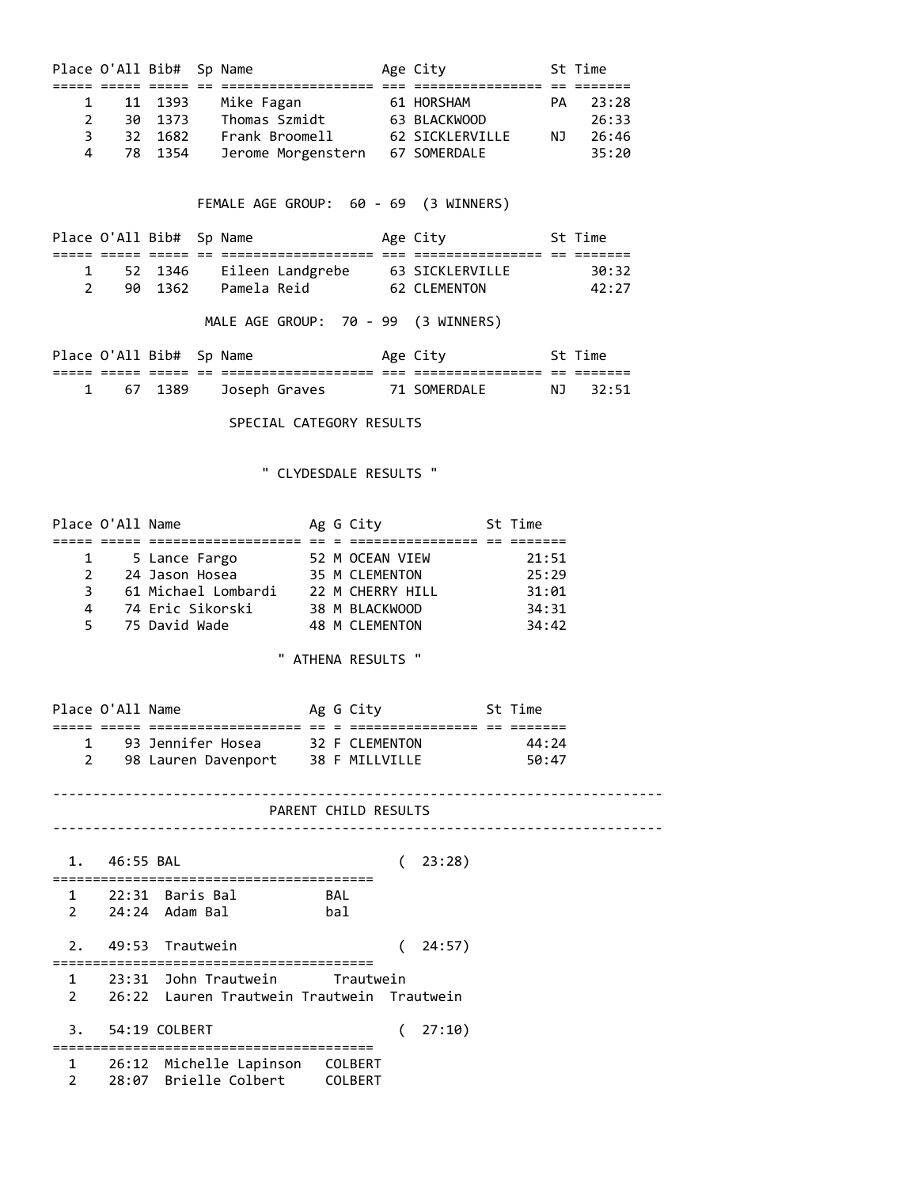| Place | O'All | Bib# | Sp | Name | Age | City | St | Time |
|---|---|---|---|---|---|---|---|---|
| 1 | 11 | 1393 | | Mike Fagan | 61 | HORSHAM | PA | 23:28 |
| 2 | 30 | 1373 | | Thomas Szmidt | 63 | BLACKWOOD | | 26:33 |
| 3 | 32 | 1682 | | Frank Broomell | 62 | SICKLERVILLE | NJ | 26:46 |
| 4 | 78 | 1354 | | Jerome Morgenstern | 67 | SOMERDALE | | 35:20 |

FEMALE AGE GROUP: 60 - 69 (3 WINNERS)

| Place | O'All | Bib# | Sp | Name | Age | City | St | Time |
|---|---|---|---|---|---|---|---|---|
| 1 | 52 | 1346 | | Eileen Landgrebe | 63 | SICKLERVILLE | | 30:32 |
| 2 | 90 | 1362 | | Pamela Reid | 62 | CLEMENTON | | 42:27 |

MALE AGE GROUP: 70 - 99 (3 WINNERS)

| Place | O'All | Bib# | Sp | Name | Age | City | St | Time |
|---|---|---|---|---|---|---|---|---|
| 1 | 67 | 1389 | | Joseph Graves | 71 | SOMERDALE | NJ | 32:51 |

SPECIAL CATEGORY RESULTS

" CLYDESDALE RESULTS "

| Place | O'All | Name | Ag | G | City | St | Time |
|---|---|---|---|---|---|---|---|
| 1 | 5 | Lance Fargo | 52 | M | OCEAN VIEW | | 21:51 |
| 2 | 24 | Jason Hosea | 35 | M | CLEMENTON | | 25:29 |
| 3 | 61 | Michael Lombardi | 22 | M | CHERRY HILL | | 31:01 |
| 4 | 74 | Eric Sikorski | 38 | M | BLACKWOOD | | 34:31 |
| 5 | 75 | David Wade | 48 | M | CLEMENTON | | 34:42 |

" ATHENA RESULTS "

| Place | O'All | Name | Ag | G | City | St | Time |
|---|---|---|---|---|---|---|---|
| 1 | 93 | Jennifer Hosea | 32 | F | CLEMENTON | | 44:24 |
| 2 | 98 | Lauren Davenport | 38 | F | MILLVILLE | | 50:47 |

---

PARENT CHILD RESULTS

---

1. 46:55 BAL ( 23:28)

| | | | |
|---|---|---|---|
| 1 | 22:31 | Baris Bal | BAL |
| 2 | 24:24 | Adam Bal | bal |

2. 49:53 Trautwein ( 24:57)

| | | | |
|---|---|---|---|
| 1 | 23:31 | John Trautwein | Trautwein |
| 2 | 26:22 | Lauren Trautwein Trautwein | Trautwein |

3. 54:19 COLBERT ( 27:10)

| | | | |
|---|---|---|---|
| 1 | 26:12 | Michelle Lapinson | COLBERT |
| 2 | 28:07 | Brielle Colbert | COLBERT |